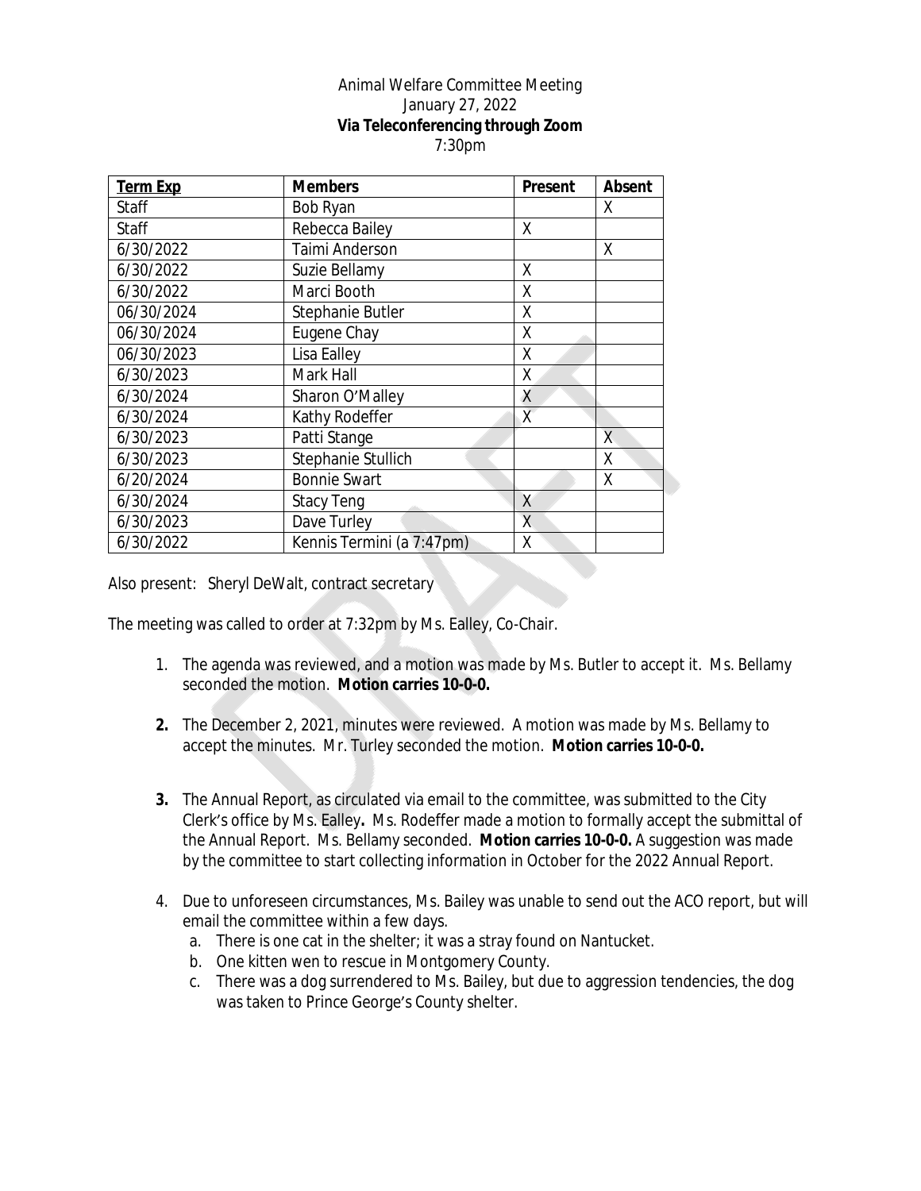Animal Welfare Committee Meeting
January 27, 2022
**Via Teleconferencing through Zoom**
7:30pm

| Term Exp | Members | Present | Absent |
|---|---|---|---|
| Staff | Bob Ryan | | X |
| Staff | Rebecca Bailey | X | |
| 6/30/2022 | Taimi Anderson | | X |
| 6/30/2022 | Suzie Bellamy | X | |
| 6/30/2022 | Marci Booth | X | |
| 06/30/2024 | Stephanie Butler | X | |
| 06/30/2024 | Eugene Chay | X | |
| 06/30/2023 | Lisa Ealley | X | |
| 6/30/2023 | Mark Hall | X | |
| 6/30/2024 | Sharon O'Malley | X | |
| 6/30/2024 | Kathy Rodeffer | X | |
| 6/30/2023 | Patti Stange | | X |
| 6/30/2023 | Stephanie Stullich | | X |
| 6/20/2024 | Bonnie Swart | | X |
| 6/30/2024 | Stacy Teng | X | |
| 6/30/2023 | Dave Turley | X | |
| 6/30/2022 | Kennis Termini (a 7:47pm) | X | |

Also present: Sheryl DeWalt, contract secretary

The meeting was called to order at 7:32pm by Ms. Ealley, Co-Chair.

1. The agenda was reviewed, and a motion was made by Ms. Butler to accept it. Ms. Bellamy seconded the motion. **Motion carries 10-0-0.**

2. The December 2, 2021, minutes were reviewed. A motion was made by Ms. Bellamy to accept the minutes. Mr. Turley seconded the motion. **Motion carries 10-0-0.**

3. The Annual Report, as circulated via email to the committee, was submitted to the City Clerk's office by Ms. Ealley**.** Ms. Rodeffer made a motion to formally accept the submittal of the Annual Report. Ms. Bellamy seconded. **Motion carries 10-0-0.** A suggestion was made by the committee to start collecting information in October for the 2022 Annual Report.

4. Due to unforeseen circumstances, Ms. Bailey was unable to send out the ACO report, but will email the committee within a few days.
   a. There is one cat in the shelter; it was a stray found on Nantucket.
   b. One kitten wen to rescue in Montgomery County.
   c. There was a dog surrendered to Ms. Bailey, but due to aggression tendencies, the dog was taken to Prince George's County shelter.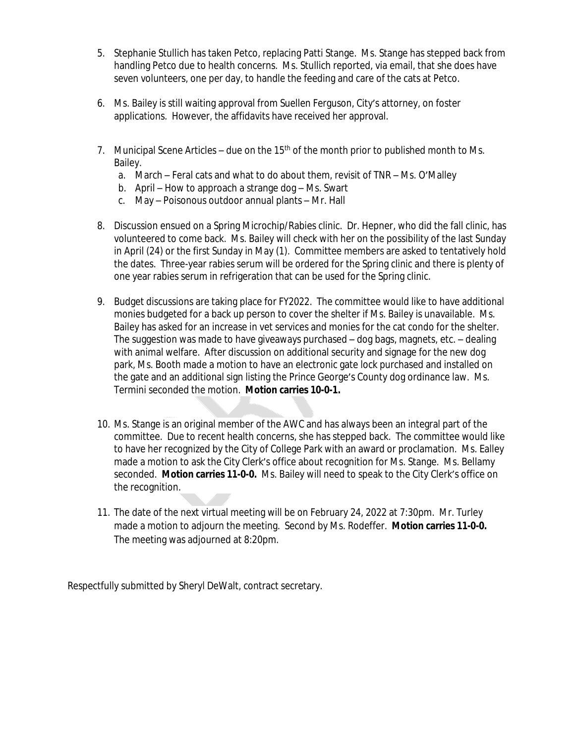5. Stephanie Stullich has taken Petco, replacing Patti Stange. Ms. Stange has stepped back from handling Petco due to health concerns. Ms. Stullich reported, via email, that she does have seven volunteers, one per day, to handle the feeding and care of the cats at Petco.

6. Ms. Bailey is still waiting approval from Suellen Ferguson, City's attorney, on foster applications. However, the affidavits have received her approval.

7. Municipal Scene Articles – due on the 15th of the month prior to published month to Ms. Bailey.
   a. March – Feral cats and what to do about them, revisit of TNR – Ms. O'Malley
   b. April – How to approach a strange dog – Ms. Swart
   c. May – Poisonous outdoor annual plants – Mr. Hall

8. Discussion ensued on a Spring Microchip/Rabies clinic. Dr. Hepner, who did the fall clinic, has volunteered to come back. Ms. Bailey will check with her on the possibility of the last Sunday in April (24) or the first Sunday in May (1). Committee members are asked to tentatively hold the dates. Three-year rabies serum will be ordered for the Spring clinic and there is plenty of one year rabies serum in refrigeration that can be used for the Spring clinic.

9. Budget discussions are taking place for FY2022. The committee would like to have additional monies budgeted for a back up person to cover the shelter if Ms. Bailey is unavailable. Ms. Bailey has asked for an increase in vet services and monies for the cat condo for the shelter. The suggestion was made to have giveaways purchased – dog bags, magnets, etc. – dealing with animal welfare. After discussion on additional security and signage for the new dog park, Ms. Booth made a motion to have an electronic gate lock purchased and installed on the gate and an additional sign listing the Prince George's County dog ordinance law. Ms. Termini seconded the motion. **Motion carries 10-0-1.**

10. Ms. Stange is an original member of the AWC and has always been an integral part of the committee. Due to recent health concerns, she has stepped back. The committee would like to have her recognized by the City of College Park with an award or proclamation. Ms. Ealley made a motion to ask the City Clerk's office about recognition for Ms. Stange. Ms. Bellamy seconded. **Motion carries 11-0-0.** Ms. Bailey will need to speak to the City Clerk's office on the recognition.

11. The date of the next virtual meeting will be on February 24, 2022 at 7:30pm. Mr. Turley made a motion to adjourn the meeting. Second by Ms. Rodeffer. **Motion carries 11-0-0.** The meeting was adjourned at 8:20pm.

Respectfully submitted by Sheryl DeWalt, contract secretary.